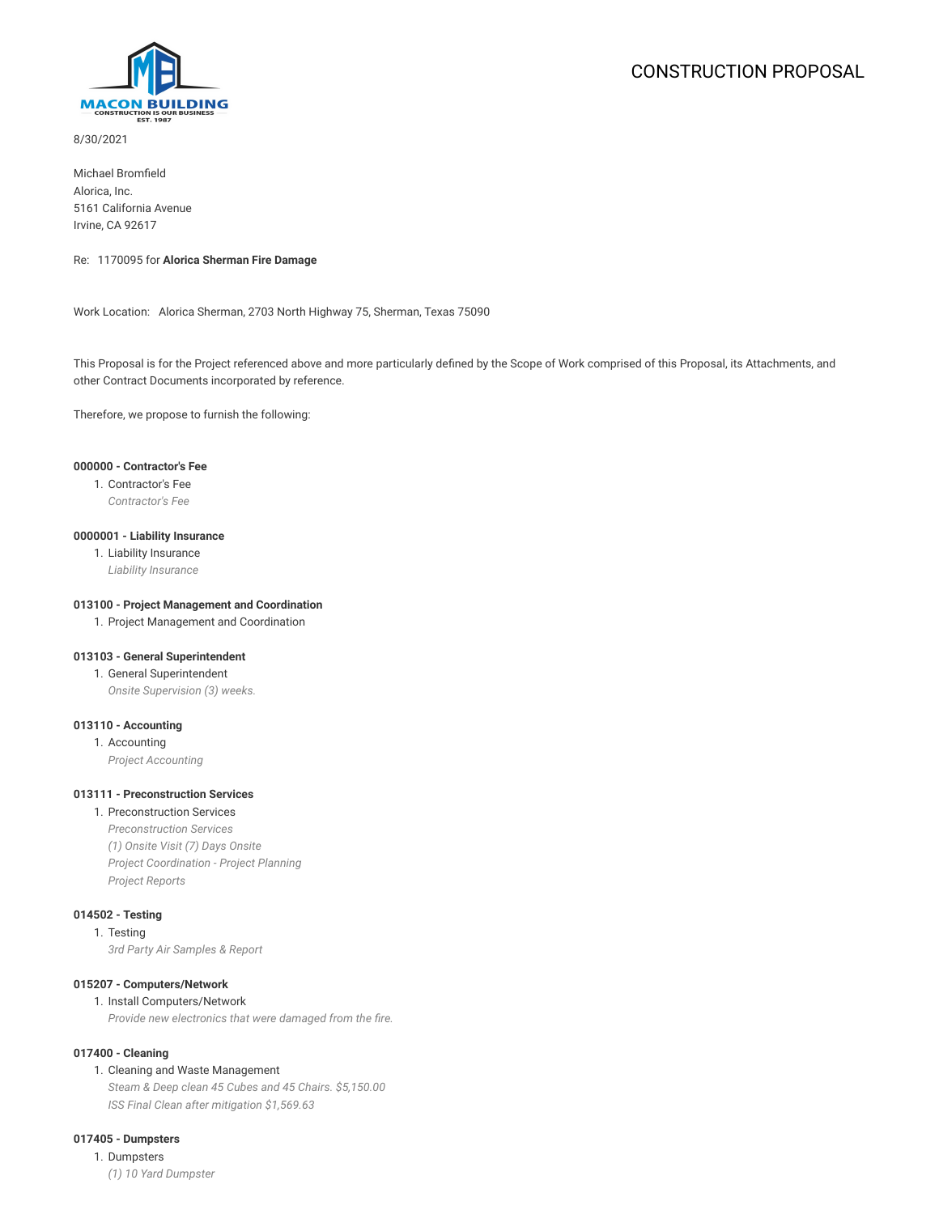MACON BUILDING
CONSTRUCTION IS OUR BUSINESS
EST. 1987

# CONSTRUCTION PROPOSAL

8/30/2021

Michael Bromfield
Alorica, Inc.
5161 California Avenue
Irvine, CA 92617

Re: 1170095 for **Alorica Sherman Fire Damage**

Work Location: Alorica Sherman, 2703 North Highway 75, Sherman, Texas 75090

This Proposal is for the Project referenced above and more particularly defined by the Scope of Work comprised of this Proposal, its Attachments, and other Contract Documents incorporated by reference.

Therefore, we propose to furnish the following:

**000000 - Contractor's Fee**

1. Contractor's Fee
   *Contractor's Fee*

**0000001 - Liability Insurance**

1. Liability Insurance
   *Liability Insurance*

**013100 - Project Management and Coordination**

1. Project Management and Coordination

**013103 - General Superintendent**

1. General Superintendent
   *Onsite Supervision (3) weeks.*

**013110 - Accounting**

1. Accounting
   *Project Accounting*

**013111 - Preconstruction Services**

1. Preconstruction Services
   *Preconstruction Services*
   *(1) Onsite Visit (7) Days Onsite*
   *Project Coordination - Project Planning*
   *Project Reports*

**014502 - Testing**

1. Testing
   *3rd Party Air Samples & Report*

**015207 - Computers/Network**

1. Install Computers/Network
   *Provide new electronics that were damaged from the fire.*

**017400 - Cleaning**

1. Cleaning and Waste Management
   *Steam & Deep clean 45 Cubes and 45 Chairs. $5,150.00*
   *ISS Final Clean after mitigation $1,569.63*

**017405 - Dumpsters**

1. Dumpsters
   *(1) 10 Yard Dumpster*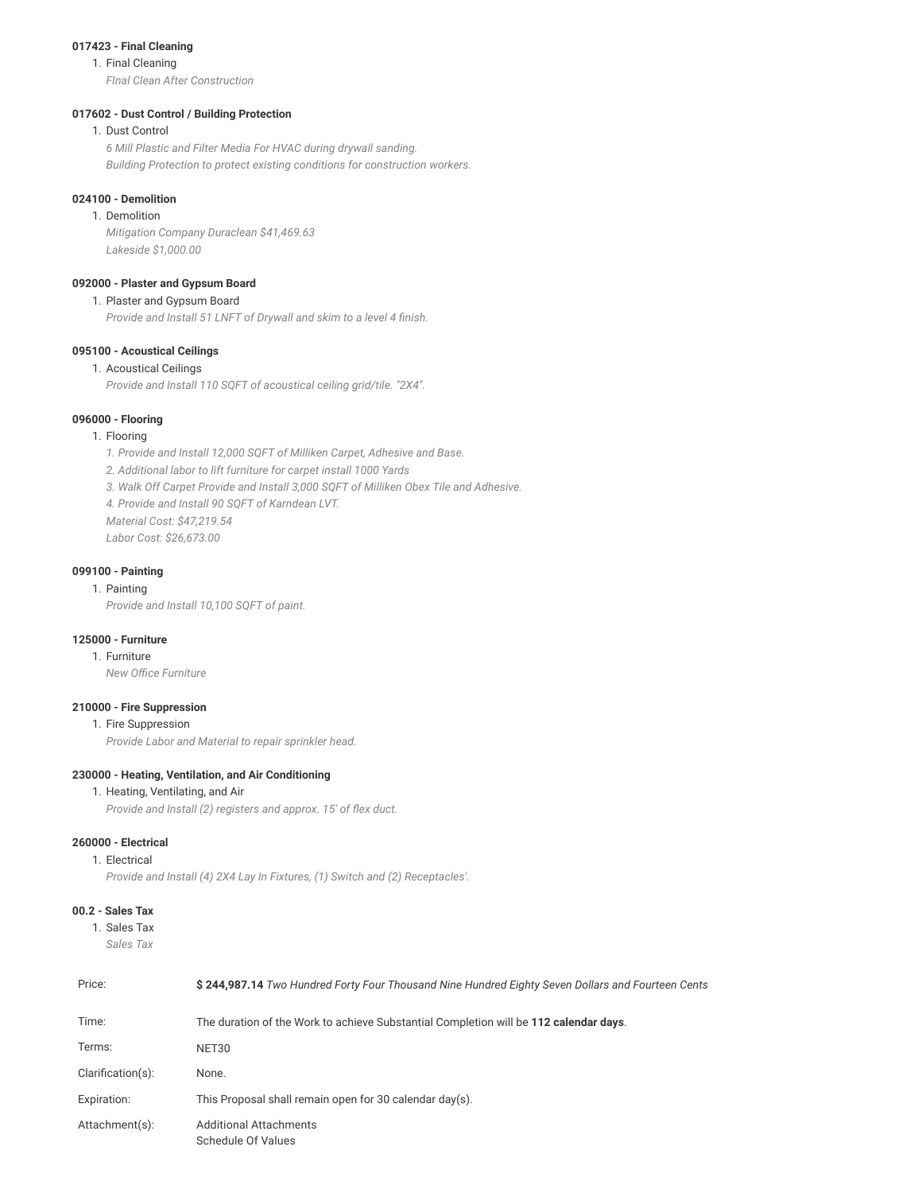**017423 - Final Cleaning**

1. Final Cleaning
   *FInal Clean After Construction*

**017602 - Dust Control / Building Protection**

1. Dust Control
   *6 Mill Plastic and Filter Media For HVAC during drywall sanding.*
   *Building Protection to protect existing conditions for construction workers.*

**024100 - Demolition**

1. Demolition
   *Mitigation Company Duraclean $41,469.63*
   *Lakeside $1,000.00*

**092000 - Plaster and Gypsum Board**

1. Plaster and Gypsum Board
   *Provide and Install 51 LNFT of Drywall and skim to a level 4 finish.*

**095100 - Acoustical Ceilings**

1. Acoustical Ceilings
   *Provide and Install 110 SQFT of acoustical ceiling grid/tile. "2X4".*

**096000 - Flooring**

1. Flooring
   *1. Provide and Install 12,000 SQFT of Milliken Carpet, Adhesive and Base.*
   *2. Additional labor to lift furniture for carpet install 1000 Yards*
   *3. Walk Off Carpet Provide and Install 3,000 SQFT of Milliken Obex Tile and Adhesive.*
   *4. Provide and Install 90 SQFT of Karndean LVT.*
   *Material Cost: $47,219.54*
   *Labor Cost: $26,673.00*

**099100 - Painting**

1. Painting
   *Provide and Install 10,100 SQFT of paint.*

**125000 - Furniture**

1. Furniture
   *New Office Furniture*

**210000 - Fire Suppression**

1. Fire Suppression
   *Provide Labor and Material to repair sprinkler head.*

**230000 - Heating, Ventilation, and Air Conditioning**

1. Heating, Ventilating, and Air
   *Provide and Install (2) registers and approx. 15' of flex duct.*

**260000 - Electrical**

1. Electrical
   *Provide and Install (4) 2X4 Lay In Fixtures, (1) Switch and (2) Receptacles'.*

**00.2 - Sales Tax**

1. Sales Tax
   *Sales Tax*

| | |
|---|---|
| Price: | **$ 244,987.14** *Two Hundred Forty Four Thousand Nine Hundred Eighty Seven Dollars and Fourteen Cents* |
| Time: | The duration of the Work to achieve Substantial Completion will be **112 calendar days**. |
| Terms: | NET30 |
| Clarification(s): | None. |
| Expiration: | This Proposal shall remain open for 30 calendar day(s). |
| Attachment(s): | Additional Attachments<br>Schedule Of Values |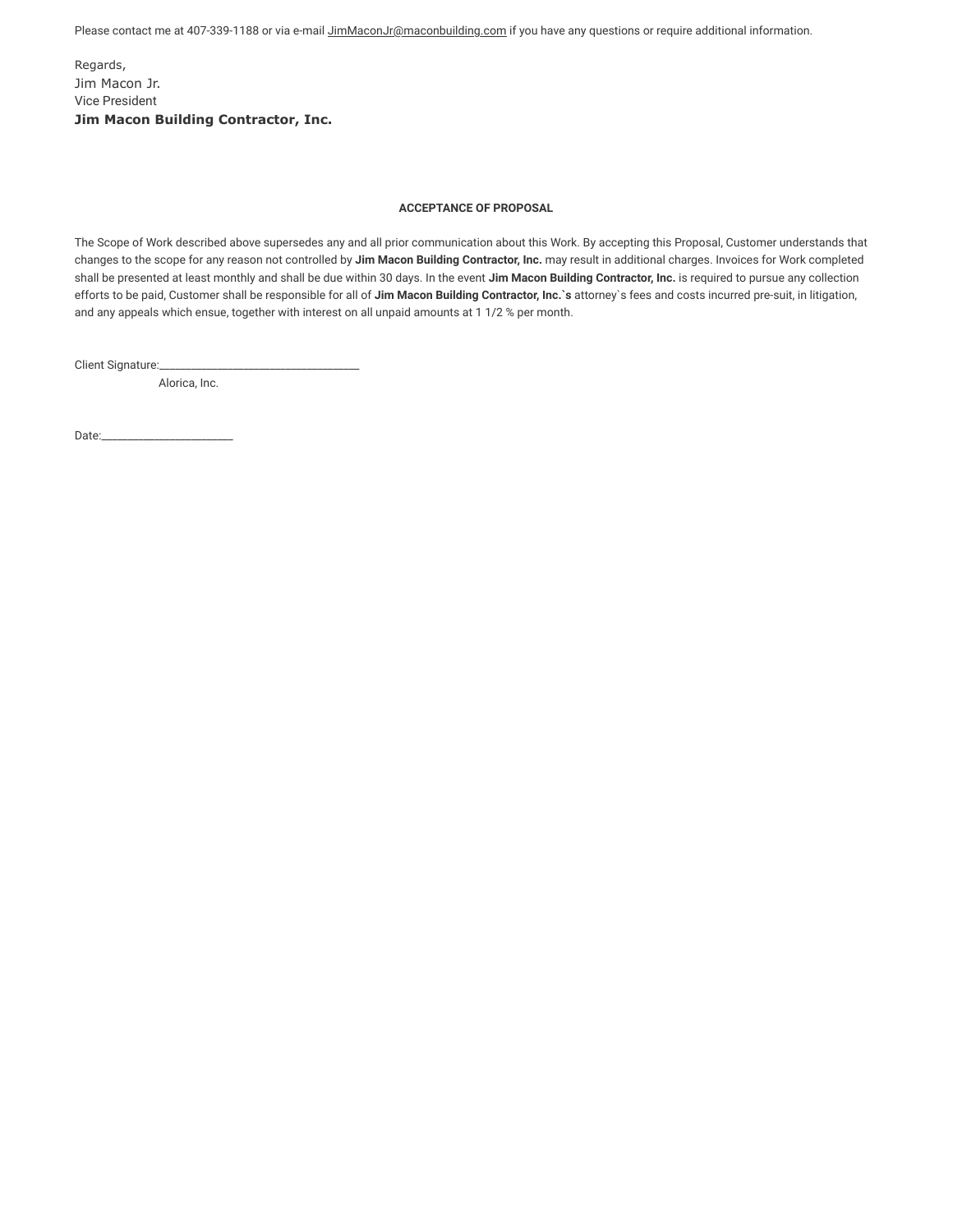Please contact me at 407-339-1188 or via e-mail JimMaconJr@maconbuilding.com if you have any questions or require additional information.

Regards,
Jim Macon Jr.
Vice President
**Jim Macon Building Contractor, Inc.**

**ACCEPTANCE OF PROPOSAL**

The Scope of Work described above supersedes any and all prior communication about this Work. By accepting this Proposal, Customer understands that changes to the scope for any reason not controlled by **Jim Macon Building Contractor, Inc.** may result in additional charges. Invoices for Work completed shall be presented at least monthly and shall be due within 30 days. In the event **Jim Macon Building Contractor, Inc.** is required to pursue any collection efforts to be paid, Customer shall be responsible for all of **Jim Macon Building Contractor, Inc.`s** attorney`s fees and costs incurred pre-suit, in litigation, and any appeals which ensue, together with interest on all unpaid amounts at 1 1/2 % per month.

Client Signature:___________________________________
Alorica, Inc.

Date:________________________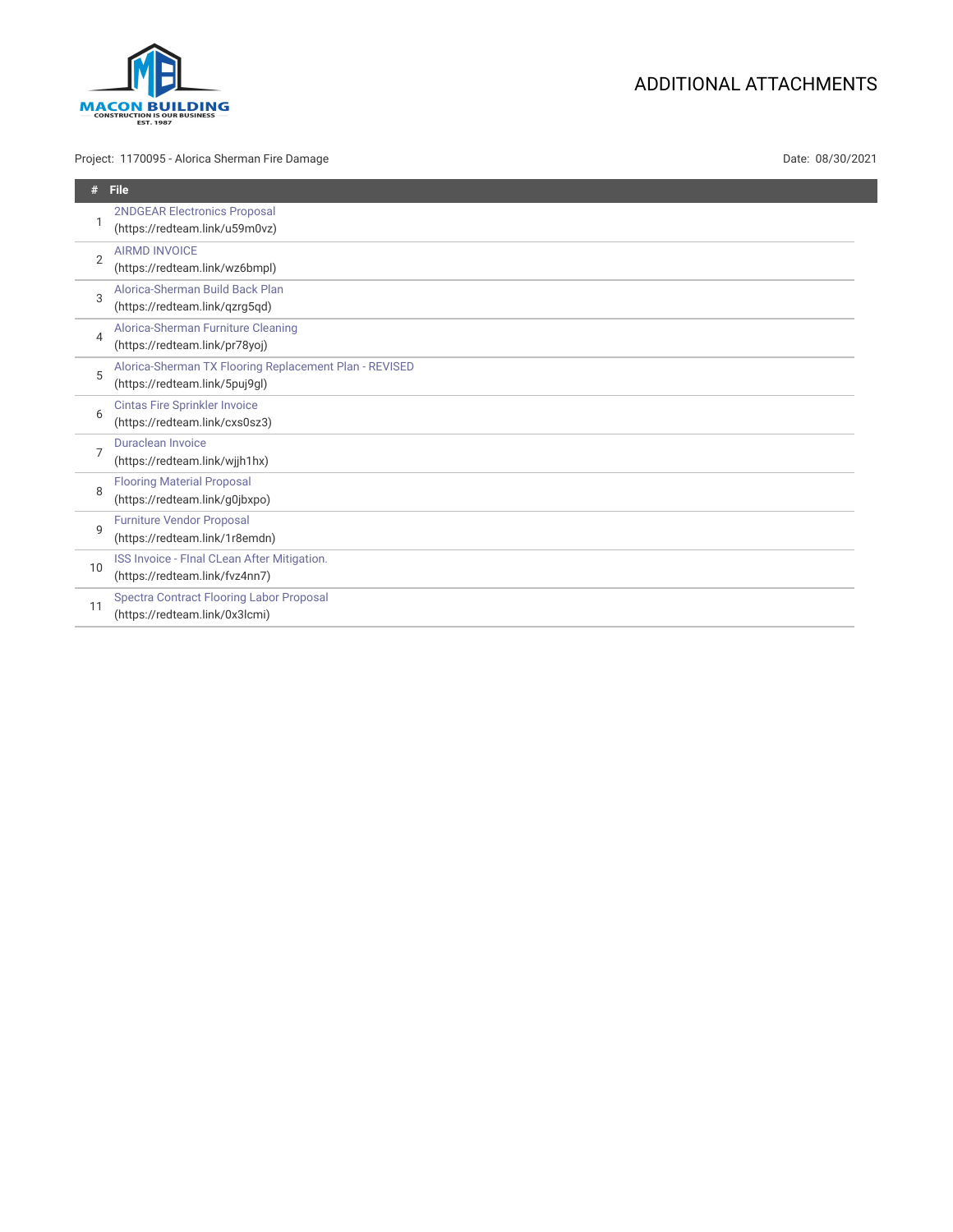MACON BUILDING
CONSTRUCTION IS OUR BUSINESS
EST. 1987

# ADDITIONAL ATTACHMENTS

Project: 1170095 - Alorica Sherman Fire Damage

Date: 08/30/2021

| # | File |
|---|---|
| 1 | 2NDGEAR Electronics Proposal (https://redteam.link/u59m0vz) |
| 2 | AIRMD INVOICE (https://redteam.link/wz6bmpl) |
| 3 | Alorica-Sherman Build Back Plan (https://redteam.link/qzrg5qd) |
| 4 | Alorica-Sherman Furniture Cleaning (https://redteam.link/pr78yoj) |
| 5 | Alorica-Sherman TX Flooring Replacement Plan - REVISED (https://redteam.link/5puj9gl) |
| 6 | Cintas Fire Sprinkler Invoice (https://redteam.link/cxs0sz3) |
| 7 | Duraclean Invoice (https://redteam.link/wjjh1hx) |
| 8 | Flooring Material Proposal (https://redteam.link/g0jbxpo) |
| 9 | Furniture Vendor Proposal (https://redteam.link/1r8emdn) |
| 10 | ISS Invoice - FInal CLean After Mitigation. (https://redteam.link/fvz4nn7) |
| 11 | Spectra Contract Flooring Labor Proposal (https://redteam.link/0x3lcmi) |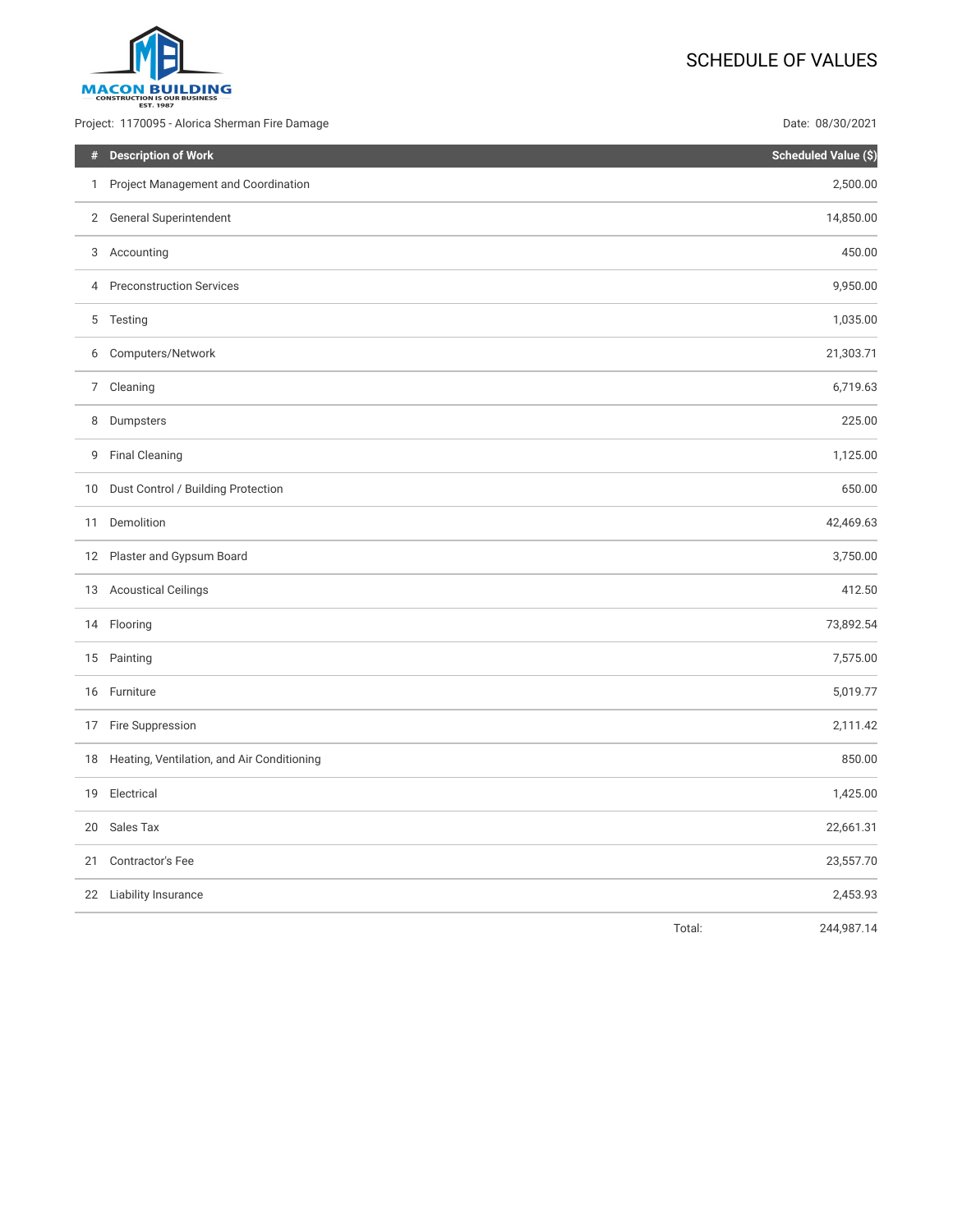MACON BUILDING
CONSTRUCTION IS OUR BUSINESS
EST. 1987

# SCHEDULE OF VALUES

Project: 1170095 - Alorica Sherman Fire Damage

Date: 08/30/2021

| # | Description of Work | Scheduled Value ($) |
|---|---|---|
| 1 | Project Management and Coordination | 2,500.00 |
| 2 | General Superintendent | 14,850.00 |
| 3 | Accounting | 450.00 |
| 4 | Preconstruction Services | 9,950.00 |
| 5 | Testing | 1,035.00 |
| 6 | Computers/Network | 21,303.71 |
| 7 | Cleaning | 6,719.63 |
| 8 | Dumpsters | 225.00 |
| 9 | Final Cleaning | 1,125.00 |
| 10 | Dust Control / Building Protection | 650.00 |
| 11 | Demolition | 42,469.63 |
| 12 | Plaster and Gypsum Board | 3,750.00 |
| 13 | Acoustical Ceilings | 412.50 |
| 14 | Flooring | 73,892.54 |
| 15 | Painting | 7,575.00 |
| 16 | Furniture | 5,019.77 |
| 17 | Fire Suppression | 2,111.42 |
| 18 | Heating, Ventilation, and Air Conditioning | 850.00 |
| 19 | Electrical | 1,425.00 |
| 20 | Sales Tax | 22,661.31 |
| 21 | Contractor's Fee | 23,557.70 |
| 22 | Liability Insurance | 2,453.93 |
| | Total: | 244,987.14 |